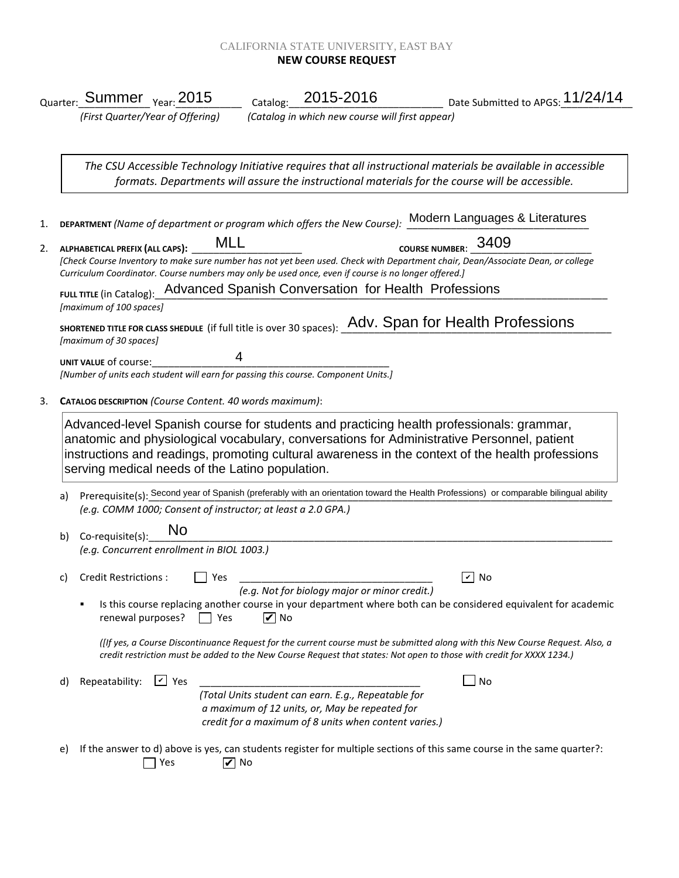CALIFORNIA STATE UNIVERSITY, EAST BAY

**NEW COURSE REQUEST**

Quarter: Summer Year: 2015 Catalog: 2015-2016 Date Submitted to APGS: 11/24/14

*(First Quarter/Year of Offering)* *(Catalog in which new course will first appear)*

*The CSU Accessible Technology Initiative requires that all instructional materials be available in accessible formats. Departments will assure the instructional materials for the course will be accessible.*

1. **DEPARTMENT** *(Name of department or program which offers the New Course):* Modern Languages & Literatures

2. **ALPHABETICAL PREFIX (ALL CAPS):** MLL **COURSE NUMBER:** 3409

   *[Check Course Inventory to make sure number has not yet been used. Check with Department chair, Dean/Associate Dean, or college Curriculum Coordinator. Course numbers may only be used once, even if course is no longer offered.]*

   **FULL TITLE** (in Catalog): Advanced Spanish Conversation for Health Professions
   *[maximum of 100 spaces]*

   **SHORTENED TITLE FOR CLASS SHEDULE** (if full title is over 30 spaces): Adv. Span for Health Professions
   *[maximum of 30 spaces]*

   **UNIT VALUE** of course: 4
   *[Number of units each student will earn for passing this course. Component Units.]*

3. **CATALOG DESCRIPTION** *(Course Content. 40 words maximum)*:

   Advanced-level Spanish course for students and practicing health professionals: grammar, anatomic and physiological vocabulary, conversations for Administrative Personnel, patient instructions and readings, promoting cultural awareness in the context of the health professions serving medical needs of the Latino population.

   a) Prerequisite(s): Second year of Spanish (preferably with an orientation toward the Health Professions) or comparable bilingual ability
   *(e.g. COMM 1000; Consent of instructor; at least a 2.0 GPA.)*

   b) Co-requisite(s): No
   *(e.g. Concurrent enrollment in BIOL 1003.)*

   c) Credit Restrictions : ☐ Yes ______ ☑ No
   *(e.g. Not for biology major or minor credit.)*

   - Is this course replacing another course in your department where both can be considered equivalent for academic renewal purposes? ☐ Yes ☑ No

   *([If yes, a Course Discontinuance Request for the current course must be submitted along with this New Course Request. Also, a credit restriction must be added to the New Course Request that states: Not open to those with credit for XXXX 1234.)*

   d) Repeatability: ☑ Yes ______ ☐ No
   *(Total Units student can earn. E.g., Repeatable for a maximum of 12 units, or, May be repeated for credit for a maximum of 8 units when content varies.)*

   e) If the answer to d) above is yes, can students register for multiple sections of this same course in the same quarter?:
   ☐ Yes ☑ No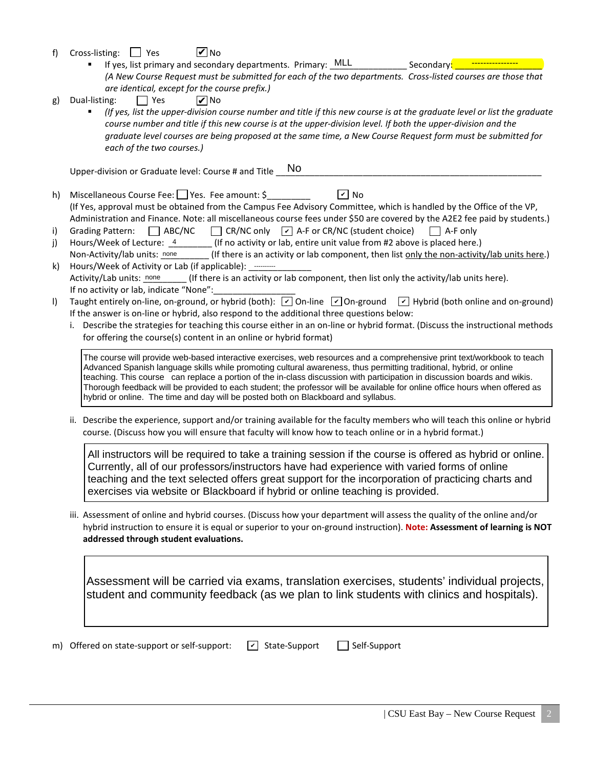f) Cross-listing: ☐ Yes ☑ No

- If yes, list primary and secondary departments. Primary: MLL____________ Secondary: ----------------
  *(A New Course Request must be submitted for each of the two departments. Cross-listed courses are those that are identical, except for the course prefix.)*

g) Dual-listing: ☐ Yes ☑ No

- *(If yes, list the upper-division course number and title if this new course is at the graduate level or list the graduate course number and title if this new course is at the upper-division level. If both the upper-division and the graduate level courses are being proposed at the same time, a New Course Request form must be submitted for each of the two courses.)*

Upper-division or Graduate level: Course # and Title No

h) Miscellaneous Course Fee: ☐ Yes. Fee amount: $_________ ☑ No
(If Yes, approval must be obtained from the Campus Fee Advisory Committee, which is handled by the Office of the VP, Administration and Finance. Note: all miscellaneous course fees under $50 are covered by the A2E2 fee paid by students.)

i) Grading Pattern: ☐ ABC/NC ☐ CR/NC only ☑ A-F or CR/NC (student choice) ☐ A-F only

j) Hours/Week of Lecture: 4________ (If no activity or lab, entire unit value from #2 above is placed here.)
Non-Activity/lab units: none________ (If there is an activity or lab component, then list only the non-activity/lab units here.)

k) Hours/Week of Activity or Lab (if applicable): ---------
Activity/Lab units: none________ (If there is an activity or lab component, then list only the activity/lab units here).
If no activity or lab, indicate "None":________________

l) Taught entirely on-line, on-ground, or hybrid (both): ☑ On-line ☑ On-ground ☑ Hybrid (both online and on-ground)
If the answer is on-line or hybrid, also respond to the additional three questions below:

i. Describe the strategies for teaching this course either in an on-line or hybrid format. (Discuss the instructional methods for offering the course(s) content in an online or hybrid format)

> The course will provide web-based interactive exercises, web resources and a comprehensive print text/workbook to teach Advanced Spanish language skills while promoting cultural awareness, thus permitting traditional, hybrid, or online teaching. This course can replace a portion of the in-class discussion with participation in discussion boards and wikis. Thorough feedback will be provided to each student; the professor will be available for online office hours when offered as hybrid or online. The time and day will be posted both on Blackboard and syllabus.

ii. Describe the experience, support and/or training available for the faculty members who will teach this online or hybrid course. (Discuss how you will ensure that faculty will know how to teach online or in a hybrid format.)

> All instructors will be required to take a training session if the course is offered as hybrid or online. Currently, all of our professors/instructors have had experience with varied forms of online teaching and the text selected offers great support for the incorporation of practicing charts and exercises via website or Blackboard if hybrid or online teaching is provided.

iii. Assessment of online and hybrid courses. (Discuss how your department will assess the quality of the online and/or hybrid instruction to ensure it is equal or superior to your on-ground instruction). **Note: Assessment of learning is NOT addressed through student evaluations.**

> Assessment will be carried via exams, translation exercises, students' individual projects, student and community feedback (as we plan to link students with clinics and hospitals).

m) Offered on state-support or self-support: ☑ State-Support ☐ Self-Support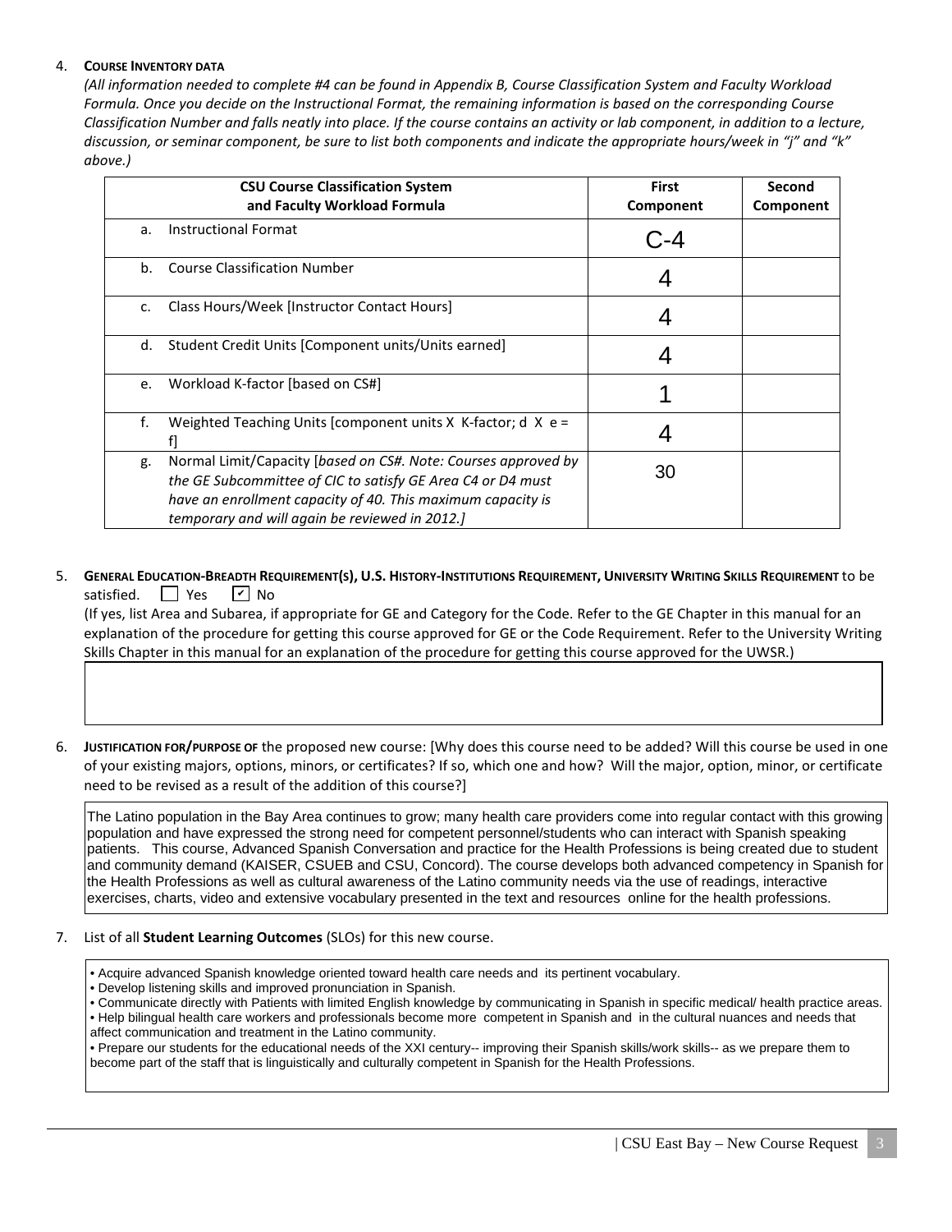4. **COURSE INVENTORY DATA**

*(All information needed to complete #4 can be found in Appendix B, Course Classification System and Faculty Workload Formula. Once you decide on the Instructional Format, the remaining information is based on the corresponding Course Classification Number and falls neatly into place. If the course contains an activity or lab component, in addition to a lecture, discussion, or seminar component, be sure to list both components and indicate the appropriate hours/week in "j" and "k" above.)*

| CSU Course Classification System and Faculty Workload Formula | First Component | Second Component |
|---|---|---|
| a. Instructional Format | C-4 | |
| b. Course Classification Number | 4 | |
| c. Class Hours/Week [Instructor Contact Hours] | 4 | |
| d. Student Credit Units [Component units/Units earned] | 4 | |
| e. Workload K-factor [based on CS#] | 1 | |
| f. Weighted Teaching Units [component units X K-factor; d X e = f] | 4 | |
| g. Normal Limit/Capacity [*based on CS#. Note: Courses approved by the GE Subcommittee of CIC to satisfy GE Area C4 or D4 must have an enrollment capacity of 40. This maximum capacity is temporary and will again be reviewed in 2012.]* | 30 | |

5. **GENERAL EDUCATION-BREADTH REQUIREMENT(S), U.S. HISTORY-INSTITUTIONS REQUIREMENT, UNIVERSITY WRITING SKILLS REQUIREMENT** to be satisfied. ☐ Yes ☑ No

(If yes, list Area and Subarea, if appropriate for GE and Category for the Code. Refer to the GE Chapter in this manual for an explanation of the procedure for getting this course approved for GE or the Code Requirement. Refer to the University Writing Skills Chapter in this manual for an explanation of the procedure for getting this course approved for the UWSR.)

6. **JUSTIFICATION FOR/PURPOSE OF** the proposed new course: [Why does this course need to be added? Will this course be used in one of your existing majors, options, minors, or certificates? If so, which one and how? Will the major, option, minor, or certificate need to be revised as a result of the addition of this course?]

The Latino population in the Bay Area continues to grow; many health care providers come into regular contact with this growing population and have expressed the strong need for competent personnel/students who can interact with Spanish speaking patients. This course, Advanced Spanish Conversation and practice for the Health Professions is being created due to student and community demand (KAISER, CSUEB and CSU, Concord). The course develops both advanced competency in Spanish for the Health Professions as well as cultural awareness of the Latino community needs via the use of readings, interactive exercises, charts, video and extensive vocabulary presented in the text and resources online for the health professions.

7. List of all **Student Learning Outcomes** (SLOs) for this new course.

- Acquire advanced Spanish knowledge oriented toward health care needs and its pertinent vocabulary.
- Develop listening skills and improved pronunciation in Spanish.
- Communicate directly with Patients with limited English knowledge by communicating in Spanish in specific medical/ health practice areas.
- Help bilingual health care workers and professionals become more competent in Spanish and in the cultural nuances and needs that affect communication and treatment in the Latino community.
- Prepare our students for the educational needs of the XXI century-- improving their Spanish skills/work skills-- as we prepare them to become part of the staff that is linguistically and culturally competent in Spanish for the Health Professions.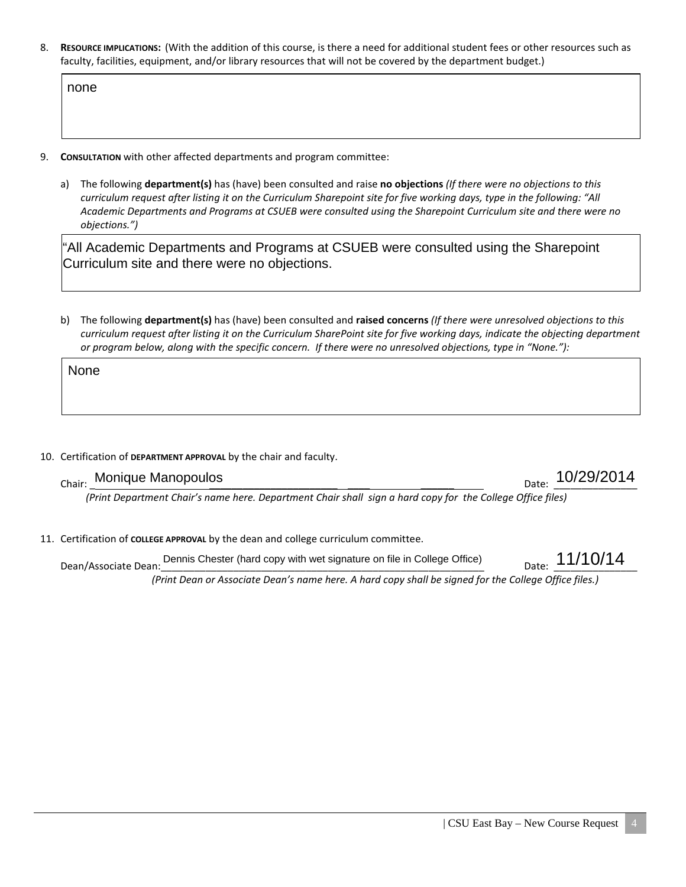8. **RESOURCE IMPLICATIONS:** (With the addition of this course, is there a need for additional student fees or other resources such as faculty, facilities, equipment, and/or library resources that will not be covered by the department budget.)

   none

9. **CONSULTATION** with other affected departments and program committee:

   a) The following **department(s)** has (have) been consulted and raise **no objections** *(If there were no objections to this curriculum request after listing it on the Curriculum Sharepoint site for five working days, type in the following: "All Academic Departments and Programs at CSUEB were consulted using the Sharepoint Curriculum site and there were no objections.")*

   "All Academic Departments and Programs at CSUEB were consulted using the Sharepoint Curriculum site and there were no objections.

   b) The following **department(s)** has (have) been consulted and **raised concerns** *(If there were unresolved objections to this curriculum request after listing it on the Curriculum SharePoint site for five working days, indicate the objecting department or program below, along with the specific concern. If there were no unresolved objections, type in "None."):*

   None

10. Certification of **DEPARTMENT APPROVAL** by the chair and faculty.

    Chair: Monique Manopoulos Date: 10/29/2014

    *(Print Department Chair's name here. Department Chair shall sign a hard copy for the College Office files)*

11. Certification of **COLLEGE APPROVAL** by the dean and college curriculum committee.

    Dean/Associate Dean: Dennis Chester (hard copy with wet signature on file in College Office) Date: 11/10/14

    *(Print Dean or Associate Dean's name here. A hard copy shall be signed for the College Office files.)*